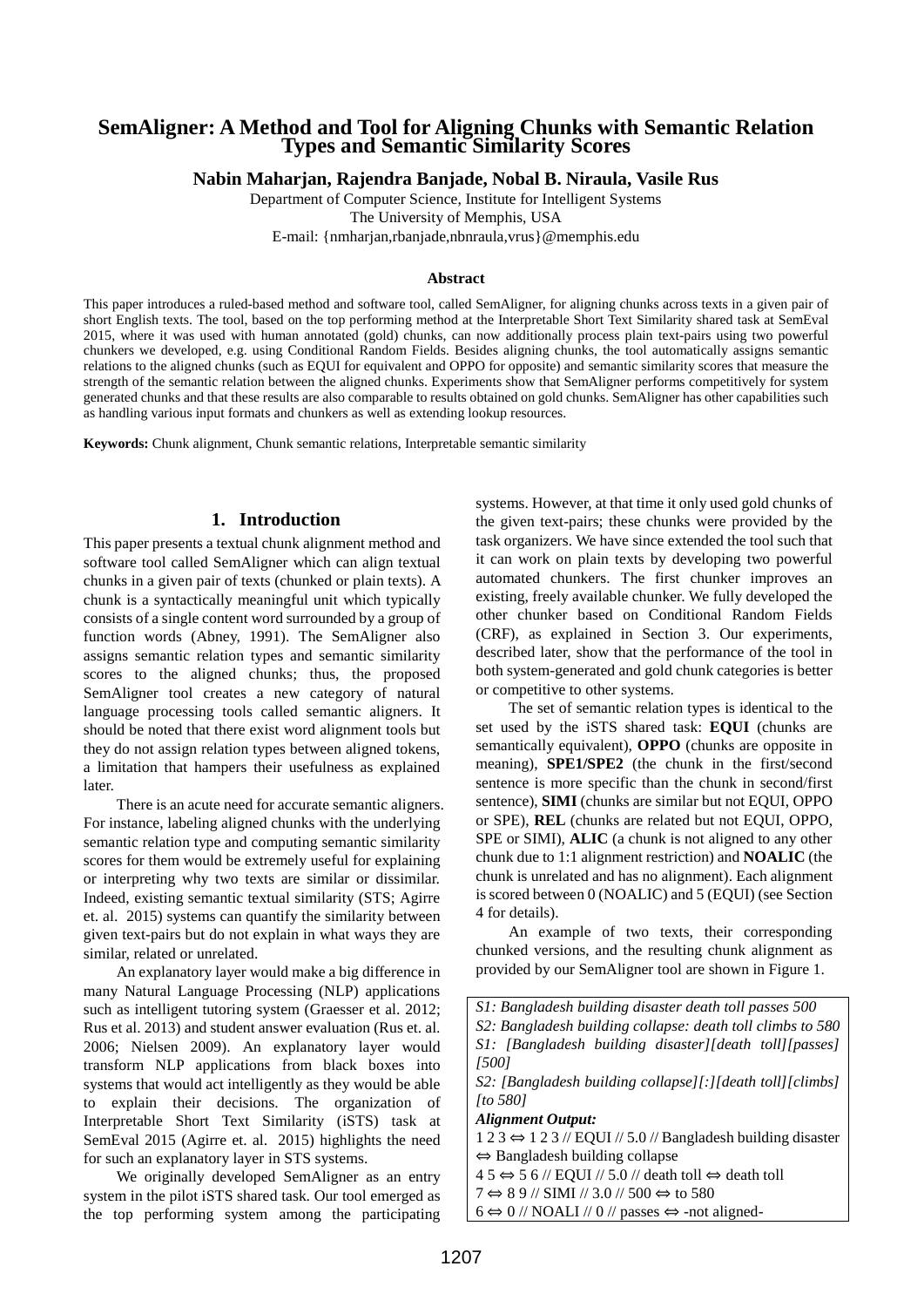# SemAligner: A Method and Tool for Aligning Chunks with Semantic Relation Types and Semantic Similarity Scores

**Nabin Maharjan, Rajendra Banjade, Nobal B. Niraula, Vasile Rus**

Department of Computer Science, Institute for Intelligent Systems
The University of Memphis, USA
E-mail: {nmharjan,rbanjade,nbnraula,vrus}@memphis.edu

### Abstract

This paper introduces a ruled-based method and software tool, called SemAligner, for aligning chunks across texts in a given pair of short English texts. The tool, based on the top performing method at the Interpretable Short Text Similarity shared task at SemEval 2015, where it was used with human annotated (gold) chunks, can now additionally process plain text-pairs using two powerful chunkers we developed, e.g. using Conditional Random Fields. Besides aligning chunks, the tool automatically assigns semantic relations to the aligned chunks (such as EQUI for equivalent and OPPO for opposite) and semantic similarity scores that measure the strength of the semantic relation between the aligned chunks. Experiments show that SemAligner performs competitively for system generated chunks and that these results are also comparable to results obtained on gold chunks. SemAligner has other capabilities such as handling various input formats and chunkers as well as extending lookup resources.

**Keywords:** Chunk alignment, Chunk semantic relations, Interpretable semantic similarity

## 1. Introduction

This paper presents a textual chunk alignment method and software tool called SemAligner which can align textual chunks in a given pair of texts (chunked or plain texts). A chunk is a syntactically meaningful unit which typically consists of a single content word surrounded by a group of function words (Abney, 1991). The SemAligner also assigns semantic relation types and semantic similarity scores to the aligned chunks; thus, the proposed SemAligner tool creates a new category of natural language processing tools called semantic aligners. It should be noted that there exist word alignment tools but they do not assign relation types between aligned tokens, a limitation that hampers their usefulness as explained later.

There is an acute need for accurate semantic aligners. For instance, labeling aligned chunks with the underlying semantic relation type and computing semantic similarity scores for them would be extremely useful for explaining or interpreting why two texts are similar or dissimilar. Indeed, existing semantic textual similarity (STS; Agirre et. al. 2015) systems can quantify the similarity between given text-pairs but do not explain in what ways they are similar, related or unrelated.

An explanatory layer would make a big difference in many Natural Language Processing (NLP) applications such as intelligent tutoring system (Graesser et al. 2012; Rus et al. 2013) and student answer evaluation (Rus et. al. 2006; Nielsen 2009). An explanatory layer would transform NLP applications from black boxes into systems that would act intelligently as they would be able to explain their decisions. The organization of Interpretable Short Text Similarity (iSTS) task at SemEval 2015 (Agirre et. al. 2015) highlights the need for such an explanatory layer in STS systems.

We originally developed SemAligner as an entry system in the pilot iSTS shared task. Our tool emerged as the top performing system among the participating systems. However, at that time it only used gold chunks of the given text-pairs; these chunks were provided by the task organizers. We have since extended the tool such that it can work on plain texts by developing two powerful automated chunkers. The first chunker improves an existing, freely available chunker. We fully developed the other chunker based on Conditional Random Fields (CRF), as explained in Section 3. Our experiments, described later, show that the performance of the tool in both system-generated and gold chunk categories is better or competitive to other systems.

The set of semantic relation types is identical to the set used by the iSTS shared task: **EQUI** (chunks are semantically equivalent), **OPPO** (chunks are opposite in meaning), **SPE1/SPE2** (the chunk in the first/second sentence is more specific than the chunk in second/first sentence), **SIMI** (chunks are similar but not EQUI, OPPO or SPE), **REL** (chunks are related but not EQUI, OPPO, SPE or SIMI), **ALIC** (a chunk is not aligned to any other chunk due to 1:1 alignment restriction) and **NOALIC** (the chunk is unrelated and has no alignment). Each alignment is scored between 0 (NOALIC) and 5 (EQUI) (see Section 4 for details).

An example of two texts, their corresponding chunked versions, and the resulting chunk alignment as provided by our SemAligner tool are shown in Figure 1.

*S1: Bangladesh building disaster death toll passes 500*
*S2: Bangladesh building collapse: death toll climbs to 580*
*S1: [Bangladesh building disaster][death toll][passes] [500]*
*S2: [Bangladesh building collapse][:][death toll][climbs] [to 580]*
***Alignment Output:***
1 2 3 ⇔ 1 2 3 // EQUI // 5.0 // Bangladesh building disaster ⇔ Bangladesh building collapse
4 5 ⇔ 5 6 // EQUI // 5.0 // death toll ⇔ death toll
7 ⇔ 8 9 // SIMI // 3.0 // 500 ⇔ to 580
6 ⇔ 0 // NOALI // 0 // passes ⇔ -not aligned-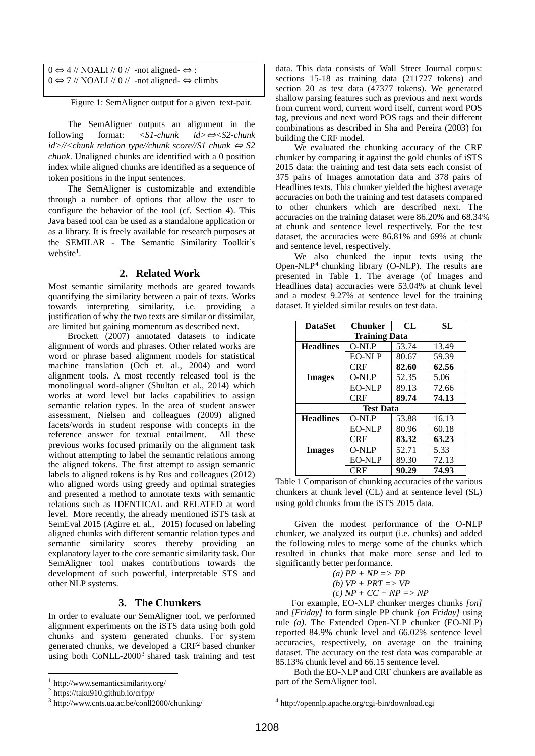```
0 ⇔ 4 // NOALI // 0 //  -not aligned- ⇔ :
0 ⇔ 7 // NOALI // 0 //  -not aligned- ⇔ climbs
```

Figure 1: SemAligner output for a given text-pair.

The SemAligner outputs an alignment in the following format: *<S1-chunk id>⇔<S2-chunk id>//<chunk relation type//chunk score//S1 chunk ⇔ S2 chunk*. Unaligned chunks are identified with a 0 position index while aligned chunks are identified as a sequence of token positions in the input sentences.

The SemAligner is customizable and extendible through a number of options that allow the user to configure the behavior of the tool (cf. Section 4). This Java based tool can be used as a standalone application or as a library. It is freely available for research purposes at the SEMILAR - The Semantic Similarity Toolkit's website[1].

## 2. Related Work

Most semantic similarity methods are geared towards quantifying the similarity between a pair of texts. Works towards interpreting similarity, i.e. providing a justification of why the two texts are similar or dissimilar, are limited but gaining momentum as described next.

Brockett (2007) annotated datasets to indicate alignment of words and phrases. Other related works are word or phrase based alignment models for statistical machine translation (Och et. al., 2004) and word alignment tools. A most recently released tool is the monolingual word-aligner (Shultan et al., 2014) which works at word level but lacks capabilities to assign semantic relation types. In the area of student answer assessment, Nielsen and colleagues (2009) aligned facets/words in student response with concepts in the reference answer for textual entailment. All these previous works focused primarily on the alignment task without attempting to label the semantic relations among the aligned tokens. The first attempt to assign semantic labels to aligned tokens is by Rus and colleagues (2012) who aligned words using greedy and optimal strategies and presented a method to annotate texts with semantic relations such as IDENTICAL and RELATED at word level. More recently, the already mentioned iSTS task at SemEval 2015 (Agirre et. al., 2015) focused on labeling aligned chunks with different semantic relation types and semantic similarity scores thereby providing an explanatory layer to the core semantic similarity task. Our SemAligner tool makes contributions towards the development of such powerful, interpretable STS and other NLP systems.

## 3. The Chunkers

In order to evaluate our SemAligner tool, we performed alignment experiments on the iSTS data using both gold chunks and system generated chunks. For system generated chunks, we developed a CRF[2] based chunker using both CoNLL-2000[3] shared task training and test data. This data consists of Wall Street Journal corpus: sections 15-18 as training data (211727 tokens) and section 20 as test data (47377 tokens). We generated shallow parsing features such as previous and next words from current word, current word itself, current word POS tag, previous and next word POS tags and their different combinations as described in Sha and Pereira (2003) for building the CRF model.

We evaluated the chunking accuracy of the CRF chunker by comparing it against the gold chunks of iSTS 2015 data: the training and test data sets each consist of 375 pairs of Images annotation data and 378 pairs of Headlines texts. This chunker yielded the highest average accuracies on both the training and test datasets compared to other chunkers which are described next. The accuracies on the training dataset were 86.20% and 68.34% at chunk and sentence level respectively. For the test dataset, the accuracies were 86.81% and 69% at chunk and sentence level, respectively.

We also chunked the input texts using the Open-NLP[4] chunking library (O-NLP). The results are presented in Table 1. The average (of Images and Headlines data) accuracies were 53.04% at chunk level and a modest 9.27% at sentence level for the training dataset. It yielded similar results on test data.

| DataSet | Chunker | CL | SL |
|---|---|---|---|
| **Training Data** | | | |
| **Headlines** | O-NLP | 53.74 | 13.49 |
| | EO-NLP | 80.67 | 59.39 |
| | CRF | **82.60** | **62.56** |
| **Images** | O-NLP | 52.35 | 5.06 |
| | EO-NLP | 89.13 | 72.66 |
| | CRF | **89.74** | **74.13** |
| **Test Data** | | | |
| **Headlines** | O-NLP | 53.88 | 16.13 |
| | EO-NLP | 80.96 | 60.18 |
| | CRF | **83.32** | **63.23** |
| **Images** | O-NLP | 52.71 | 5.33 |
| | EO-NLP | 89.30 | 72.13 |
| | CRF | **90.29** | **74.93** |

Table 1 Comparison of chunking accuracies of the various chunkers at chunk level (CL) and at sentence level (SL) using gold chunks from the iSTS 2015 data.

Given the modest performance of the O-NLP chunker, we analyzed its output (i.e. chunks) and added the following rules to merge some of the chunks which resulted in chunks that make more sense and led to significantly better performance.

*(a) PP + NP => PP*
*(b) VP + PRT => VP*
*(c) NP + CC + NP => NP*

For example, EO-NLP chunker merges chunks *[on]* and *[Friday]* to form single PP chunk *[on Friday]* using rule *(a)*. The Extended Open-NLP chunker (EO-NLP) reported 84.9% chunk level and 66.02% sentence level accuracies, respectively, on average on the training dataset. The accuracy on the test data was comparable at 85.13% chunk level and 66.15 sentence level.

Both the EO-NLP and CRF chunkers are available as part of the SemAligner tool.

---

[1] http://www.semanticsimilarity.org/
[2] https://taku910.github.io/crfpp/
[3] http://www.cnts.ua.ac.be/conll2000/chunking/
[4] http://opennlp.apache.org/cgi-bin/download.cgi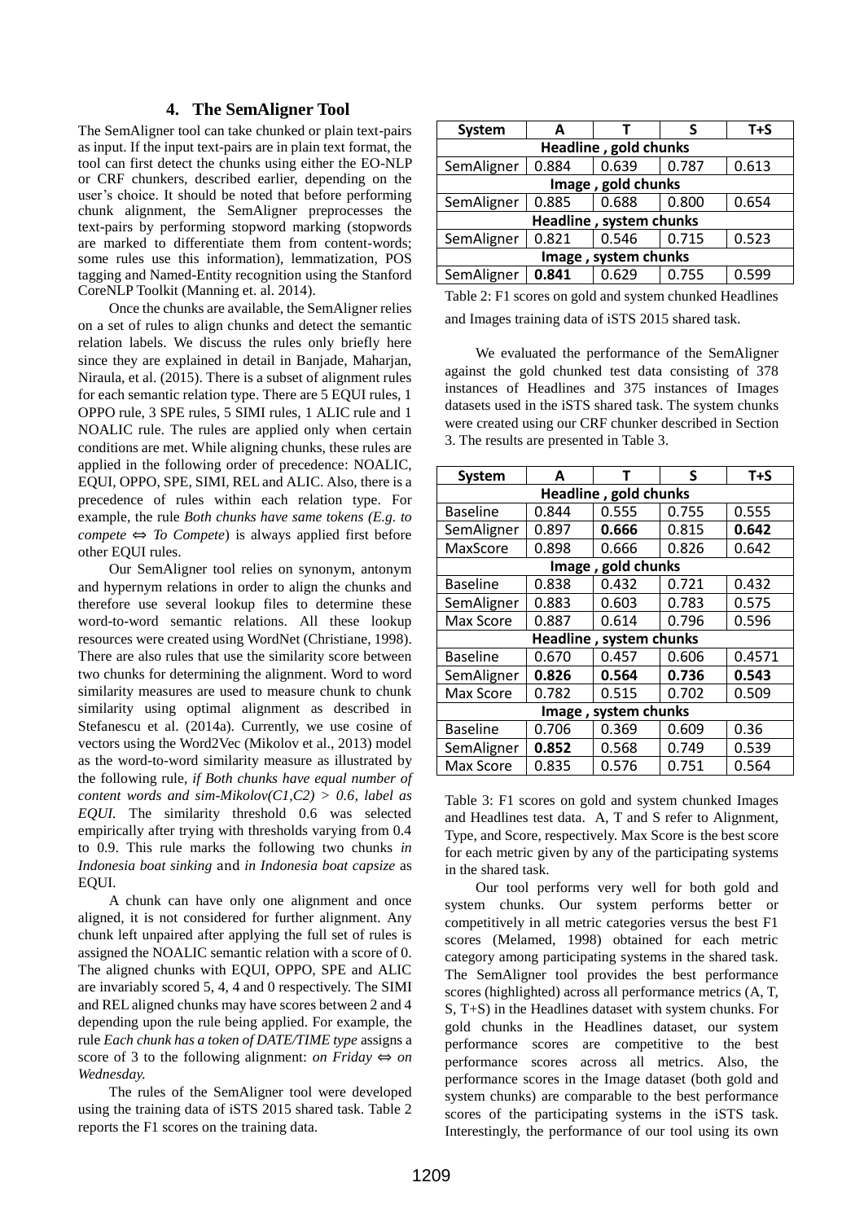## 4. The SemAligner Tool

The SemAligner tool can take chunked or plain text-pairs as input. If the input text-pairs are in plain text format, the tool can first detect the chunks using either the EO-NLP or CRF chunkers, described earlier, depending on the user's choice. It should be noted that before performing chunk alignment, the SemAligner preprocesses the text-pairs by performing stopword marking (stopwords are marked to differentiate them from content-words; some rules use this information), lemmatization, POS tagging and Named-Entity recognition using the Stanford CoreNLP Toolkit (Manning et. al. 2014).

Once the chunks are available, the SemAligner relies on a set of rules to align chunks and detect the semantic relation labels. We discuss the rules only briefly here since they are explained in detail in Banjade, Maharjan, Niraula, et al. (2015). There is a subset of alignment rules for each semantic relation type. There are 5 EQUI rules, 1 OPPO rule, 3 SPE rules, 5 SIMI rules, 1 ALIC rule and 1 NOALIC rule. The rules are applied only when certain conditions are met. While aligning chunks, these rules are applied in the following order of precedence: NOALIC, EQUI, OPPO, SPE, SIMI, REL and ALIC. Also, there is a precedence of rules within each relation type. For example, the rule *Both chunks have same tokens (E.g. to compete ⇔ To Compete*) is always applied first before other EQUI rules.

Our SemAligner tool relies on synonym, antonym and hypernym relations in order to align the chunks and therefore use several lookup files to determine these word-to-word semantic relations. All these lookup resources were created using WordNet (Christiane, 1998). There are also rules that use the similarity score between two chunks for determining the alignment. Word to word similarity measures are used to measure chunk to chunk similarity using optimal alignment as described in Stefanescu et al. (2014a). Currently, we use cosine of vectors using the Word2Vec (Mikolov et al., 2013) model as the word-to-word similarity measure as illustrated by the following rule, *if Both chunks have equal number of content words and sim-Mikolov(C1,C2) > 0.6, label as EQUI.* The similarity threshold 0.6 was selected empirically after trying with thresholds varying from 0.4 to 0.9. This rule marks the following two chunks *in Indonesia boat sinking* and *in Indonesia boat capsize* as EQUI.

A chunk can have only one alignment and once aligned, it is not considered for further alignment. Any chunk left unpaired after applying the full set of rules is assigned the NOALIC semantic relation with a score of 0. The aligned chunks with EQUI, OPPO, SPE and ALIC are invariably scored 5, 4, 4 and 0 respectively. The SIMI and REL aligned chunks may have scores between 2 and 4 depending upon the rule being applied. For example, the rule *Each chunk has a token of DATE/TIME type* assigns a score of 3 to the following alignment: *on Friday ⇔ on Wednesday.*

The rules of the SemAligner tool were developed using the training data of iSTS 2015 shared task. Table 2 reports the F1 scores on the training data.

| System | A | T | S | T+S |
|---|---|---|---|---|
| Headline , gold chunks | | | | |
| SemAligner | 0.884 | 0.639 | 0.787 | 0.613 |
| Image , gold chunks | | | | |
| SemAligner | 0.885 | 0.688 | 0.800 | 0.654 |
| Headline , system chunks | | | | |
| SemAligner | 0.821 | 0.546 | 0.715 | 0.523 |
| Image , system chunks | | | | |
| SemAligner | **0.841** | 0.629 | 0.755 | 0.599 |

Table 2: F1 scores on gold and system chunked Headlines and Images training data of iSTS 2015 shared task.

We evaluated the performance of the SemAligner against the gold chunked test data consisting of 378 instances of Headlines and 375 instances of Images datasets used in the iSTS shared task. The system chunks were created using our CRF chunker described in Section 3. The results are presented in Table 3.

| System | A | T | S | T+S |
|---|---|---|---|---|
| Headline , gold chunks | | | | |
| Baseline | 0.844 | 0.555 | 0.755 | 0.555 |
| SemAligner | 0.897 | **0.666** | 0.815 | **0.642** |
| MaxScore | 0.898 | 0.666 | 0.826 | 0.642 |
| Image , gold chunks | | | | |
| Baseline | 0.838 | 0.432 | 0.721 | 0.432 |
| SemAligner | 0.883 | 0.603 | 0.783 | 0.575 |
| Max Score | 0.887 | 0.614 | 0.796 | 0.596 |
| Headline , system chunks | | | | |
| Baseline | 0.670 | 0.457 | 0.606 | 0.4571 |
| SemAligner | **0.826** | **0.564** | **0.736** | **0.543** |
| Max Score | 0.782 | 0.515 | 0.702 | 0.509 |
| Image , system chunks | | | | |
| Baseline | 0.706 | 0.369 | 0.609 | 0.36 |
| SemAligner | **0.852** | 0.568 | 0.749 | 0.539 |
| Max Score | 0.835 | 0.576 | 0.751 | 0.564 |

Table 3: F1 scores on gold and system chunked Images and Headlines test data. A, T and S refer to Alignment, Type, and Score, respectively. Max Score is the best score for each metric given by any of the participating systems in the shared task.

Our tool performs very well for both gold and system chunks. Our system performs better or competitively in all metric categories versus the best F1 scores (Melamed, 1998) obtained for each metric category among participating systems in the shared task. The SemAligner tool provides the best performance scores (highlighted) across all performance metrics (A, T, S, T+S) in the Headlines dataset with system chunks. For gold chunks in the Headlines dataset, our system performance scores are competitive to the best performance scores across all metrics. Also, the performance scores in the Image dataset (both gold and system chunks) are comparable to the best performance scores of the participating systems in the iSTS task. Interestingly, the performance of our tool using its own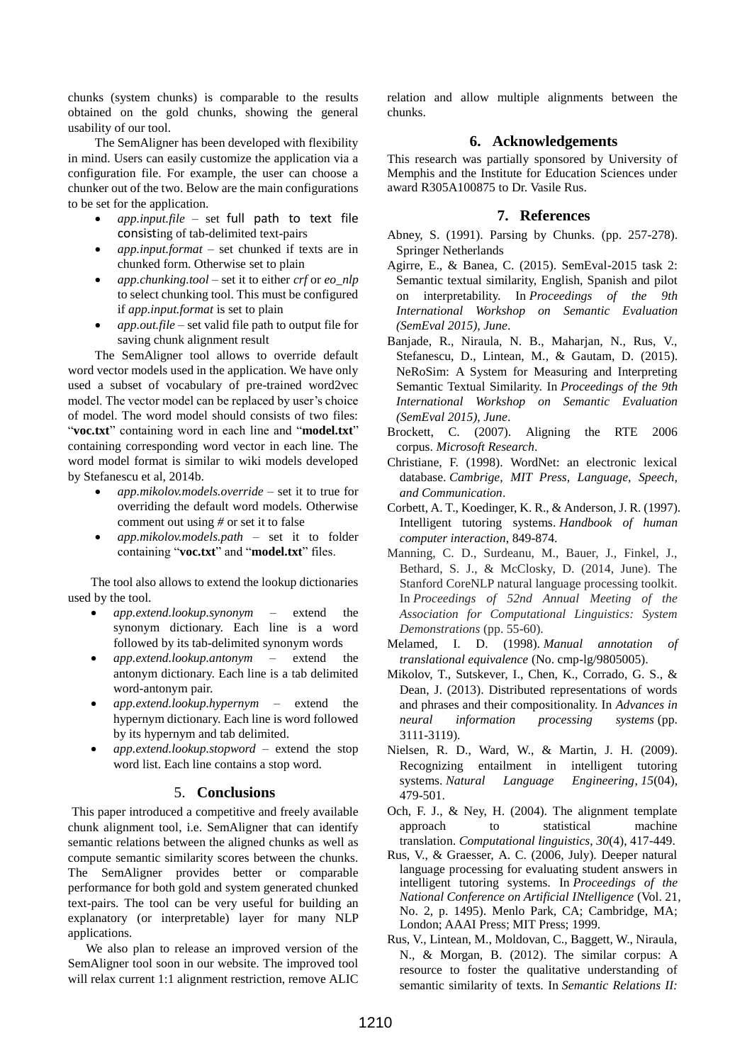chunks (system chunks) is comparable to the results obtained on the gold chunks, showing the general usability of our tool.

The SemAligner has been developed with flexibility in mind. Users can easily customize the application via a configuration file. For example, the user can choose a chunker out of the two. Below are the main configurations to be set for the application.

- *app.input.file* – set full path to text file consisting of tab-delimited text-pairs
- *app.input.format* – set chunked if texts are in chunked form. Otherwise set to plain
- *app.chunking.tool* – set it to either *crf* or *eo_nlp* to select chunking tool. This must be configured if *app.input.format* is set to plain
- *app.out.file* – set valid file path to output file for saving chunk alignment result

The SemAligner tool allows to override default word vector models used in the application. We have only used a subset of vocabulary of pre-trained word2vec model. The vector model can be replaced by user's choice of model. The word model should consists of two files: "**voc.txt**" containing word in each line and "**model.txt**" containing corresponding word vector in each line. The word model format is similar to wiki models developed by Stefanescu et al, 2014b.

- *app.mikolov.models.override* – set it to true for overriding the default word models. Otherwise comment out using # or set it to false
- *app.mikolov.models.path* – set it to folder containing "**voc.txt**" and "**model.txt**" files.

The tool also allows to extend the lookup dictionaries used by the tool.

- *app.extend.lookup.synonym* – extend the synonym dictionary. Each line is a word followed by its tab-delimited synonym words
- *app.extend.lookup.antonym* – extend the antonym dictionary. Each line is a tab delimited word-antonym pair.
- *app.extend.lookup.hypernym* – extend the hypernym dictionary. Each line is word followed by its hypernym and tab delimited.
- *app.extend.lookup.stopword* – extend the stop word list. Each line contains a stop word.

## 5. Conclusions

This paper introduced a competitive and freely available chunk alignment tool, i.e. SemAligner that can identify semantic relations between the aligned chunks as well as compute semantic similarity scores between the chunks. The SemAligner provides better or comparable performance for both gold and system generated chunked text-pairs. The tool can be very useful for building an explanatory (or interpretable) layer for many NLP applications.

We also plan to release an improved version of the SemAligner tool soon in our website. The improved tool will relax current 1:1 alignment restriction, remove ALIC relation and allow multiple alignments between the chunks.

## 6. Acknowledgements

This research was partially sponsored by University of Memphis and the Institute for Education Sciences under award R305A100875 to Dr. Vasile Rus.

## 7. References

Abney, S. (1991). Parsing by Chunks. (pp. 257-278). Springer Netherlands

Agirre, E., & Banea, C. (2015). SemEval-2015 task 2: Semantic textual similarity, English, Spanish and pilot on interpretability. In *Proceedings of the 9th International Workshop on Semantic Evaluation (SemEval 2015), June*.

Banjade, R., Niraula, N. B., Maharjan, N., Rus, V., Stefanescu, D., Lintean, M., & Gautam, D. (2015). NeRoSim: A System for Measuring and Interpreting Semantic Textual Similarity. In *Proceedings of the 9th International Workshop on Semantic Evaluation (SemEval 2015), June*.

Brockett, C. (2007). Aligning the RTE 2006 corpus. *Microsoft Research*.

Christiane, F. (1998). WordNet: an electronic lexical database. *Cambrige, MIT Press, Language, Speech, and Communication*.

Corbett, A. T., Koedinger, K. R., & Anderson, J. R. (1997). Intelligent tutoring systems. *Handbook of human computer interaction*, 849-874.

Manning, C. D., Surdeanu, M., Bauer, J., Finkel, J., Bethard, S. J., & McClosky, D. (2014, June). The Stanford CoreNLP natural language processing toolkit. In *Proceedings of 52nd Annual Meeting of the Association for Computational Linguistics: System Demonstrations* (pp. 55-60).

Melamed, I. D. (1998). *Manual annotation of translational equivalence* (No. cmp-lg/9805005).

Mikolov, T., Sutskever, I., Chen, K., Corrado, G. S., & Dean, J. (2013). Distributed representations of words and phrases and their compositionality. In *Advances in neural information processing systems* (pp. 3111-3119).

Nielsen, R. D., Ward, W., & Martin, J. H. (2009). Recognizing entailment in intelligent tutoring systems. *Natural Language Engineering*, *15*(04), 479-501.

Och, F. J., & Ney, H. (2004). The alignment template approach to statistical machine translation. *Computational linguistics*, *30*(4), 417-449.

Rus, V., & Graesser, A. C. (2006, July). Deeper natural language processing for evaluating student answers in intelligent tutoring systems. In *Proceedings of the National Conference on Artificial INtelligence* (Vol. 21, No. 2, p. 1495). Menlo Park, CA; Cambridge, MA; London; AAAI Press; MIT Press; 1999.

Rus, V., Lintean, M., Moldovan, C., Baggett, W., Niraula, N., & Morgan, B. (2012). The similar corpus: A resource to foster the qualitative understanding of semantic similarity of texts. In *Semantic Relations II:*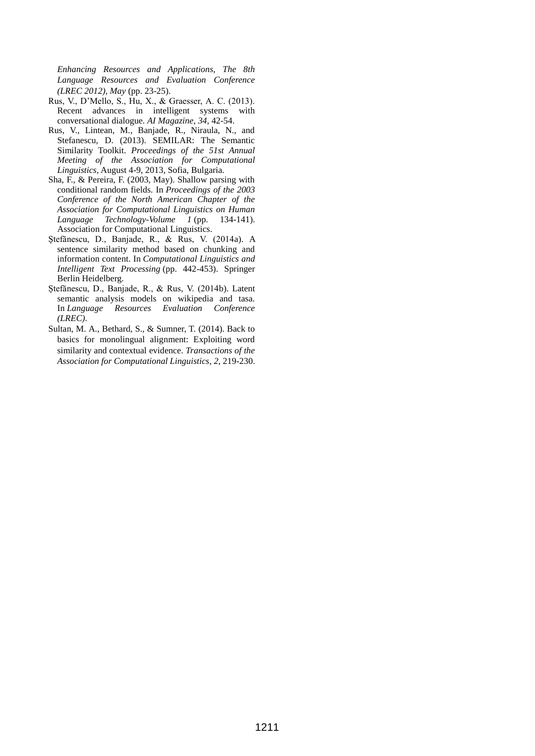*Enhancing Resources and Applications, The 8th Language Resources and Evaluation Conference (LREC 2012), May* (pp. 23-25).

Rus, V., D’Mello, S., Hu, X., & Graesser, A. C. (2013). Recent advances in intelligent systems with conversational dialogue. *AI Magazine*, *34*, 42-54.

Rus, V., Lintean, M., Banjade, R., Niraula, N., and Stefanescu, D. (2013). SEMILAR: The Semantic Similarity Toolkit. *Proceedings of the 51st Annual Meeting of the Association for Computational Linguistics*, August 4-9, 2013, Sofia, Bulgaria.

Sha, F., & Pereira, F. (2003, May). Shallow parsing with conditional random fields. In *Proceedings of the 2003 Conference of the North American Chapter of the Association for Computational Linguistics on Human Language Technology-Volume 1* (pp. 134-141). Association for Computational Linguistics.

Ștefănescu, D., Banjade, R., & Rus, V. (2014a). A sentence similarity method based on chunking and information content. In *Computational Linguistics and Intelligent Text Processing* (pp. 442-453). Springer Berlin Heidelberg.

Ștefănescu, D., Banjade, R., & Rus, V. (2014b). Latent semantic analysis models on wikipedia and tasa. In *Language Resources Evaluation Conference (LREC)*.

Sultan, M. A., Bethard, S., & Sumner, T. (2014). Back to basics for monolingual alignment: Exploiting word similarity and contextual evidence. *Transactions of the Association for Computational Linguistics*, *2*, 219-230.